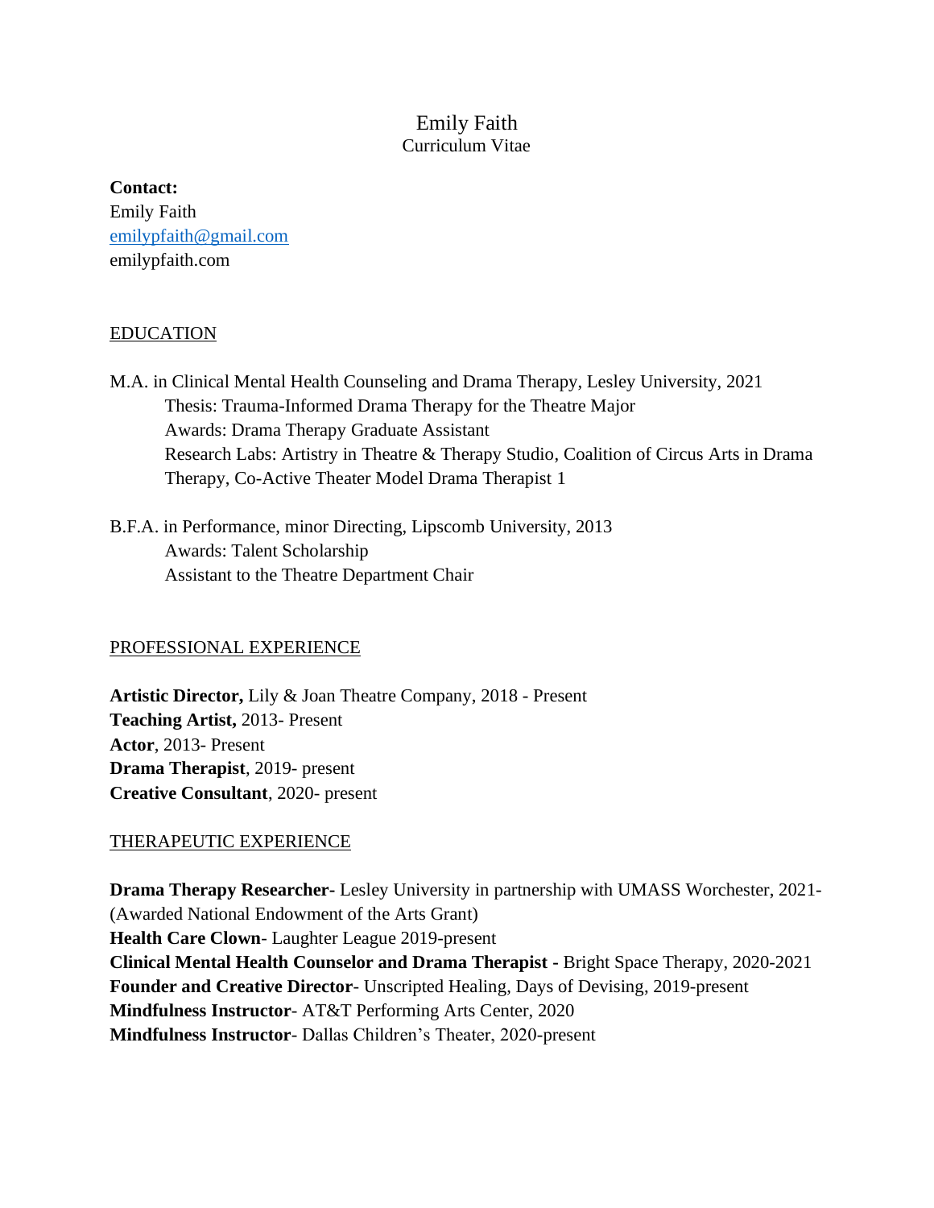# Emily Faith
Curriculum Vitae

**Contact:**
Emily Faith
emilypfaith@gmail.com
emilypfaith.com

## EDUCATION

M.A. in Clinical Mental Health Counseling and Drama Therapy, Lesley University, 2021
Thesis: Trauma-Informed Drama Therapy for the Theatre Major
Awards: Drama Therapy Graduate Assistant
Research Labs: Artistry in Theatre & Therapy Studio, Coalition of Circus Arts in Drama Therapy, Co-Active Theater Model Drama Therapist 1

B.F.A. in Performance, minor Directing, Lipscomb University, 2013
Awards: Talent Scholarship
Assistant to the Theatre Department Chair

## PROFESSIONAL EXPERIENCE

**Artistic Director,** Lily & Joan Theatre Company, 2018 - Present
**Teaching Artist,** 2013- Present
**Actor**, 2013- Present
**Drama Therapist**, 2019- present
**Creative Consultant**, 2020- present

## THERAPEUTIC EXPERIENCE

**Drama Therapy Researcher-** Lesley University in partnership with UMASS Worchester, 2021- (Awarded National Endowment of the Arts Grant)
**Health Care Clown**- Laughter League 2019-present
**Clinical Mental Health Counselor and Drama Therapist -** Bright Space Therapy, 2020-2021
**Founder and Creative Director**- Unscripted Healing, Days of Devising, 2019-present
**Mindfulness Instructor**- AT&T Performing Arts Center, 2020
**Mindfulness Instructor**- Dallas Children's Theater, 2020-present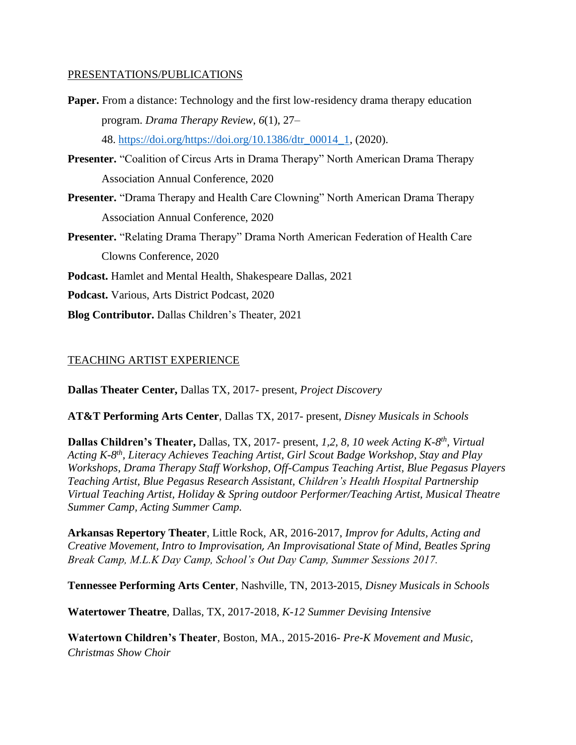PRESENTATIONS/PUBLICATIONS

**Paper.** From a distance: Technology and the first low-residency drama therapy education program. *Drama Therapy Review*, *6*(1), 27–48. https://doi.org/https://doi.org/10.1386/dtr_00014_1, (2020).

**Presenter.** "Coalition of Circus Arts in Drama Therapy" North American Drama Therapy Association Annual Conference, 2020

**Presenter.** "Drama Therapy and Health Care Clowning" North American Drama Therapy Association Annual Conference, 2020

**Presenter.** "Relating Drama Therapy" Drama North American Federation of Health Care Clowns Conference, 2020

**Podcast.** Hamlet and Mental Health, Shakespeare Dallas, 2021

**Podcast.** Various, Arts District Podcast, 2020

**Blog Contributor.** Dallas Children's Theater, 2021

TEACHING ARTIST EXPERIENCE

**Dallas Theater Center,** Dallas TX, 2017- present, *Project Discovery*

**AT&T Performing Arts Center**, Dallas TX, 2017- present, *Disney Musicals in Schools*

**Dallas Children's Theater,** Dallas, TX, 2017- present, *1,2, 8, 10 week Acting K-8th, Virtual Acting K-8th, Literacy Achieves Teaching Artist, Girl Scout Badge Workshop, Stay and Play Workshops, Drama Therapy Staff Workshop, Off-Campus Teaching Artist, Blue Pegasus Players Teaching Artist, Blue Pegasus Research Assistant, Children's Health Hospital Partnership Virtual Teaching Artist, Holiday & Spring outdoor Performer/Teaching Artist, Musical Theatre Summer Camp, Acting Summer Camp.*

**Arkansas Repertory Theater**, Little Rock, AR, 2016-2017, *Improv for Adults, Acting and Creative Movement, Intro to Improvisation, An Improvisational State of Mind, Beatles Spring Break Camp, M.L.K Day Camp, School's Out Day Camp, Summer Sessions 2017.*

**Tennessee Performing Arts Center**, Nashville, TN, 2013-2015, *Disney Musicals in Schools*

**Watertower Theatre**, Dallas, TX, 2017-2018, *K-12 Summer Devising Intensive*

**Watertown Children's Theater**, Boston, MA., 2015-2016- *Pre-K Movement and Music, Christmas Show Choir*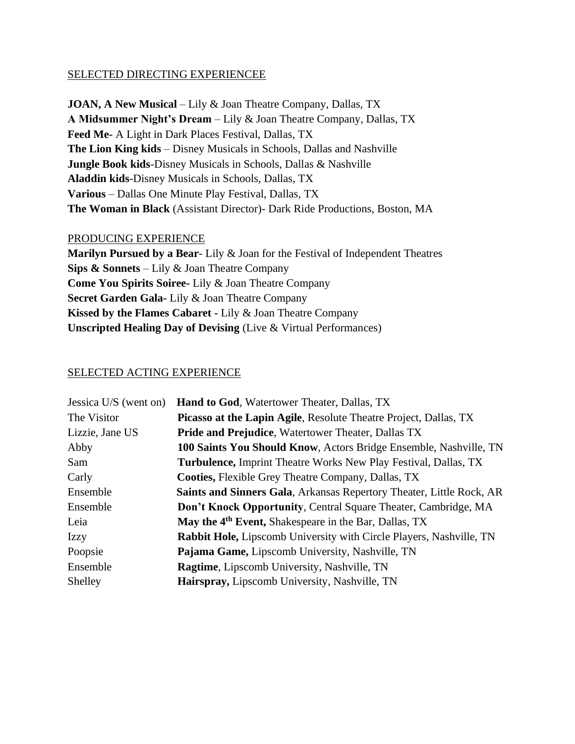## SELECTED DIRECTING EXPERIENCEE

**JOAN, A New Musical** – Lily & Joan Theatre Company, Dallas, TX
**A Midsummer Night's Dream** – Lily & Joan Theatre Company, Dallas, TX
**Feed Me-** A Light in Dark Places Festival, Dallas, TX
**The Lion King kids** – Disney Musicals in Schools, Dallas and Nashville
**Jungle Book kids**-Disney Musicals in Schools, Dallas & Nashville
**Aladdin kids**-Disney Musicals in Schools, Dallas, TX
**Various** – Dallas One Minute Play Festival, Dallas, TX
**The Woman in Black** (Assistant Director)- Dark Ride Productions, Boston, MA

## PRODUCING EXPERIENCE

**Marilyn Pursued by a Bear-** Lily & Joan for the Festival of Independent Theatres
**Sips & Sonnets** – Lily & Joan Theatre Company
**Come You Spirits Soiree-** Lily & Joan Theatre Company
**Secret Garden Gala-** Lily & Joan Theatre Company
**Kissed by the Flames Cabaret -** Lily & Joan Theatre Company
**Unscripted Healing Day of Devising** (Live & Virtual Performances)

## SELECTED ACTING EXPERIENCE

| | |
|---|---|
| Jessica U/S (went on) | **Hand to God**, Watertower Theater, Dallas, TX |
| The Visitor | **Picasso at the Lapin Agile**, Resolute Theatre Project, Dallas, TX |
| Lizzie, Jane US | **Pride and Prejudice**, Watertower Theater, Dallas TX |
| Abby | **100 Saints You Should Know**, Actors Bridge Ensemble, Nashville, TN |
| Sam | **Turbulence,** Imprint Theatre Works New Play Festival, Dallas, TX |
| Carly | **Cooties,** Flexible Grey Theatre Company, Dallas, TX |
| Ensemble | **Saints and Sinners Gala**, Arkansas Repertory Theater, Little Rock, AR |
| Ensemble | **Don't Knock Opportunity**, Central Square Theater, Cambridge, MA |
| Leia | **May the 4th Event,** Shakespeare in the Bar, Dallas, TX |
| Izzy | **Rabbit Hole,** Lipscomb University with Circle Players, Nashville, TN |
| Poopsie | **Pajama Game,** Lipscomb University, Nashville, TN |
| Ensemble | **Ragtime**, Lipscomb University, Nashville, TN |
| Shelley | **Hairspray,** Lipscomb University, Nashville, TN |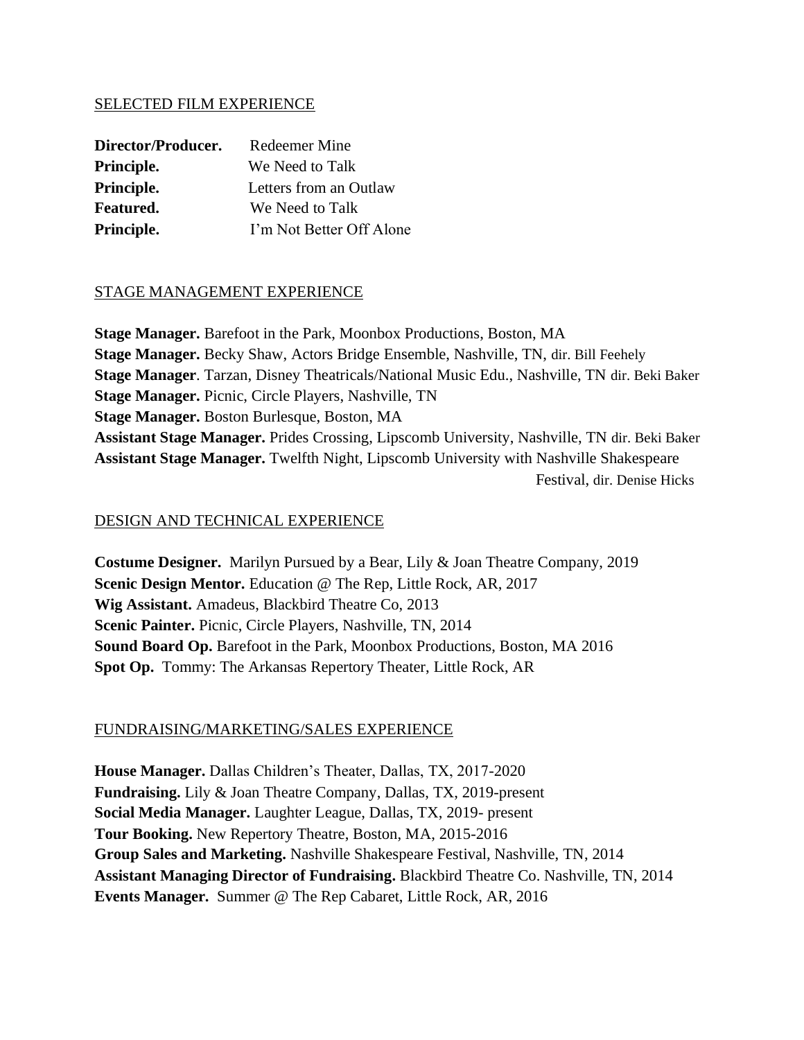SELECTED FILM EXPERIENCE

| | |
|---|---|
| **Director/Producer.** | Redeemer Mine |
| **Principle.** | We Need to Talk |
| **Principle.** | Letters from an Outlaw |
| **Featured.** | We Need to Talk |
| **Principle.** | I'm Not Better Off Alone |

STAGE MANAGEMENT EXPERIENCE

**Stage Manager.** Barefoot in the Park, Moonbox Productions, Boston, MA
**Stage Manager.** Becky Shaw, Actors Bridge Ensemble, Nashville, TN, dir. Bill Feehely
**Stage Manager**. Tarzan, Disney Theatricals/National Music Edu., Nashville, TN dir. Beki Baker
**Stage Manager.** Picnic, Circle Players, Nashville, TN
**Stage Manager.** Boston Burlesque, Boston, MA
**Assistant Stage Manager.** Prides Crossing, Lipscomb University, Nashville, TN dir. Beki Baker
**Assistant Stage Manager.** Twelfth Night, Lipscomb University with Nashville Shakespeare Festival, dir. Denise Hicks

DESIGN AND TECHNICAL EXPERIENCE

**Costume Designer.** Marilyn Pursued by a Bear, Lily & Joan Theatre Company, 2019
**Scenic Design Mentor.** Education @ The Rep, Little Rock, AR, 2017
**Wig Assistant.** Amadeus, Blackbird Theatre Co, 2013
**Scenic Painter.** Picnic, Circle Players, Nashville, TN, 2014
**Sound Board Op.** Barefoot in the Park, Moonbox Productions, Boston, MA 2016
**Spot Op.** Tommy: The Arkansas Repertory Theater, Little Rock, AR

FUNDRAISING/MARKETING/SALES EXPERIENCE

**House Manager.** Dallas Children's Theater, Dallas, TX, 2017-2020
**Fundraising.** Lily & Joan Theatre Company, Dallas, TX, 2019-present
**Social Media Manager.** Laughter League, Dallas, TX, 2019- present
**Tour Booking.** New Repertory Theatre, Boston, MA, 2015-2016
**Group Sales and Marketing.** Nashville Shakespeare Festival, Nashville, TN, 2014
**Assistant Managing Director of Fundraising.** Blackbird Theatre Co. Nashville, TN, 2014
**Events Manager.** Summer @ The Rep Cabaret, Little Rock, AR, 2016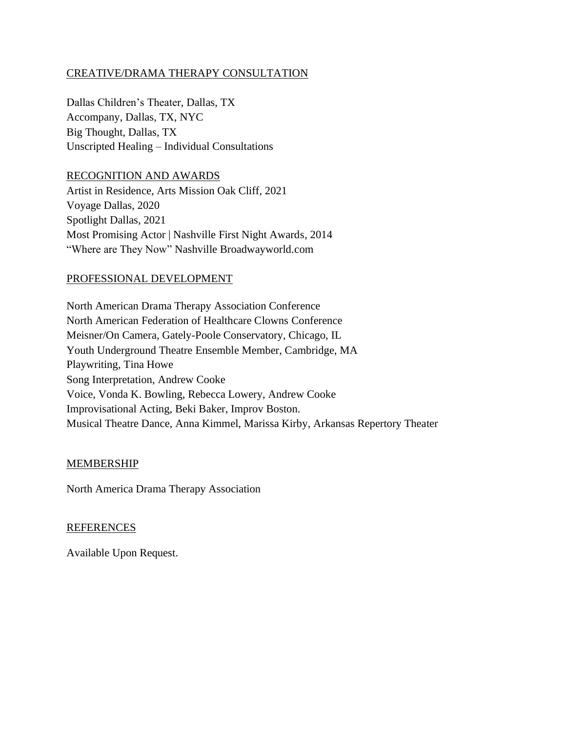## CREATIVE/DRAMA THERAPY CONSULTATION

Dallas Children's Theater, Dallas, TX
Accompany, Dallas, TX, NYC
Big Thought, Dallas, TX
Unscripted Healing – Individual Consultations

## RECOGNITION AND AWARDS

Artist in Residence, Arts Mission Oak Cliff, 2021
Voyage Dallas, 2020
Spotlight Dallas, 2021
Most Promising Actor | Nashville First Night Awards, 2014
"Where are They Now" Nashville Broadwayworld.com

## PROFESSIONAL DEVELOPMENT

North American Drama Therapy Association Conference
North American Federation of Healthcare Clowns Conference
Meisner/On Camera, Gately-Poole Conservatory, Chicago, IL
Youth Underground Theatre Ensemble Member, Cambridge, MA
Playwriting, Tina Howe
Song Interpretation, Andrew Cooke
Voice, Vonda K. Bowling, Rebecca Lowery, Andrew Cooke
Improvisational Acting, Beki Baker, Improv Boston.
Musical Theatre Dance, Anna Kimmel, Marissa Kirby, Arkansas Repertory Theater

## MEMBERSHIP

North America Drama Therapy Association

## REFERENCES

Available Upon Request.